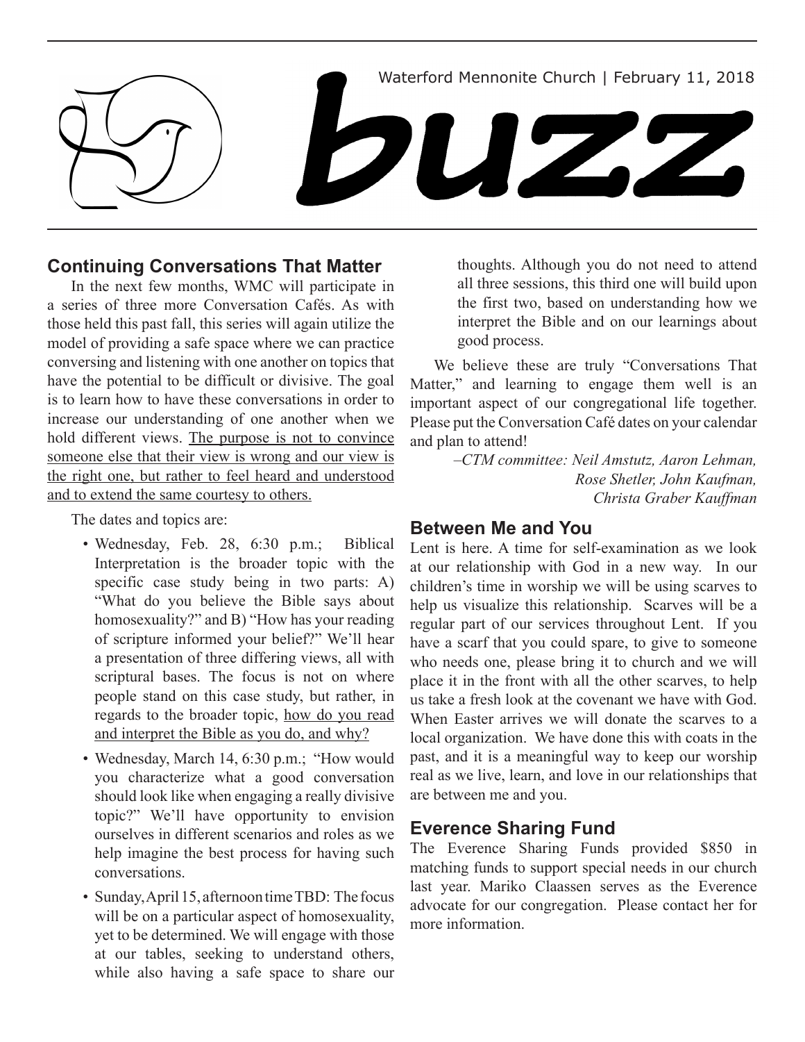Waterford Mennonite Church | February 11, 2018

# buzz

## Continuing Conversations That Matter

In the next few months, WMC will participate in a series of three more Conversation Cafés. As with those held this past fall, this series will again utilize the model of providing a safe space where we can practice conversing and listening with one another on topics that have the potential to be difficult or divisive. The goal is to learn how to have these conversations in order to increase our understanding of one another when we hold different views. <u>The purpose is not to convince someone else that their view is wrong and our view is the right one, but rather to feel heard and understood and to extend the same courtesy to others.</u>

The dates and topics are:

- Wednesday, Feb. 28, 6:30 p.m.; Biblical Interpretation is the broader topic with the specific case study being in two parts: A) "What do you believe the Bible says about homosexuality?" and B) "How has your reading of scripture informed your belief?" We'll hear a presentation of three differing views, all with scriptural bases. The focus is not on where people stand on this case study, but rather, in regards to the broader topic, <u>how do you read and interpret the Bible as you do, and why?</u>
- Wednesday, March 14, 6:30 p.m.; "How would you characterize what a good conversation should look like when engaging a really divisive topic?" We'll have opportunity to envision ourselves in different scenarios and roles as we help imagine the best process for having such conversations.
- Sunday, April 15, afternoon time TBD: The focus will be on a particular aspect of homosexuality, yet to be determined. We will engage with those at our tables, seeking to understand others, while also having a safe space to share our thoughts. Although you do not need to attend all three sessions, this third one will build upon the first two, based on understanding how we interpret the Bible and on our learnings about good process.

We believe these are truly "Conversations That Matter," and learning to engage them well is an important aspect of our congregational life together. Please put the Conversation Café dates on your calendar and plan to attend!

*–CTM committee: Neil Amstutz, Aaron Lehman, Rose Shetler, John Kaufman, Christa Graber Kauffman*

## Between Me and You

Lent is here. A time for self-examination as we look at our relationship with God in a new way. In our children's time in worship we will be using scarves to help us visualize this relationship. Scarves will be a regular part of our services throughout Lent. If you have a scarf that you could spare, to give to someone who needs one, please bring it to church and we will place it in the front with all the other scarves, to help us take a fresh look at the covenant we have with God. When Easter arrives we will donate the scarves to a local organization. We have done this with coats in the past, and it is a meaningful way to keep our worship real as we live, learn, and love in our relationships that are between me and you.

## Everence Sharing Fund

The Everence Sharing Funds provided $850 in matching funds to support special needs in our church last year. Mariko Claassen serves as the Everence advocate for our congregation. Please contact her for more information.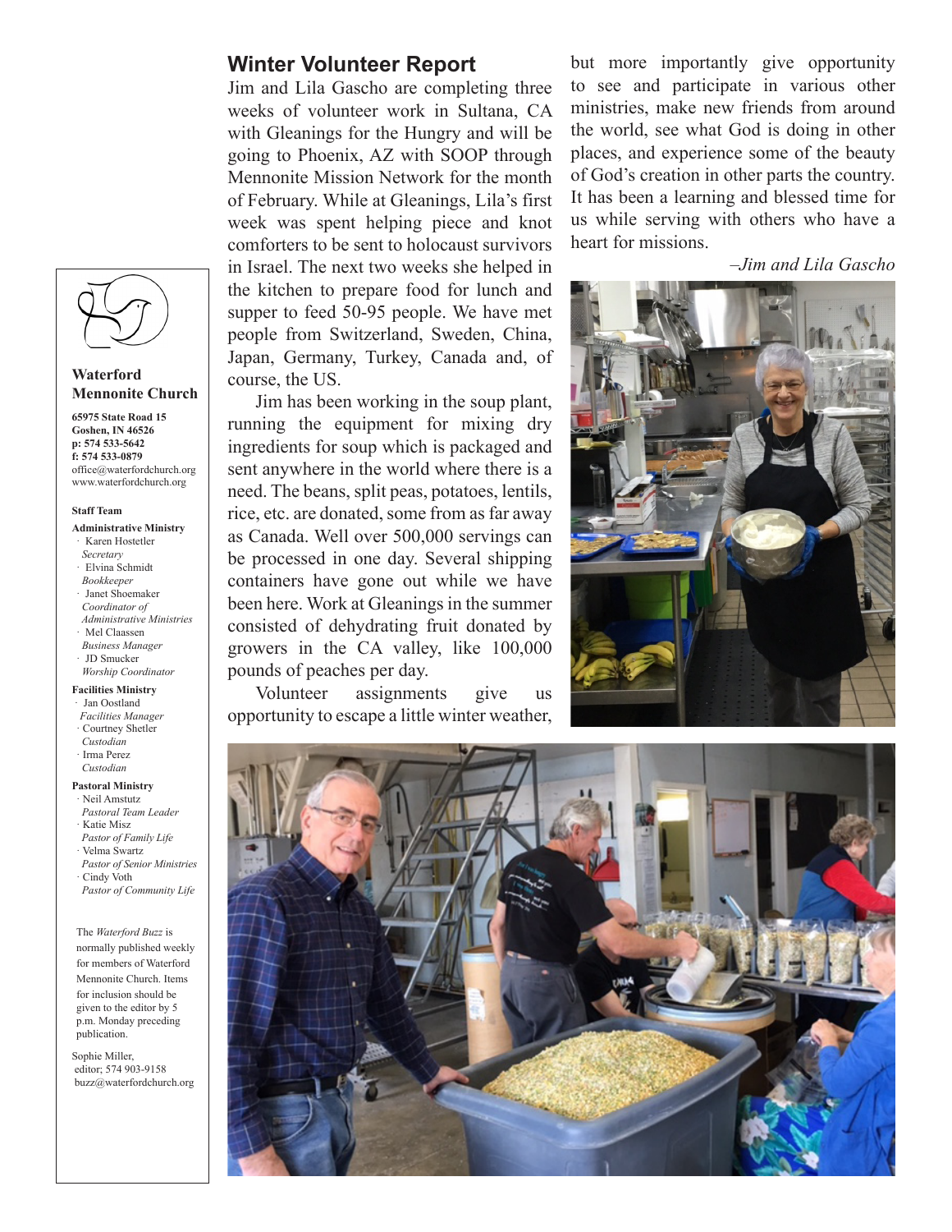## Winter Volunteer Report

Jim and Lila Gascho are completing three weeks of volunteer work in Sultana, CA with Gleanings for the Hungry and will be going to Phoenix, AZ with SOOP through Mennonite Mission Network for the month of February. While at Gleanings, Lila's first week was spent helping piece and knot comforters to be sent to holocaust survivors in Israel. The next two weeks she helped in the kitchen to prepare food for lunch and supper to feed 50-95 people. We have met people from Switzerland, Sweden, China, Japan, Germany, Turkey, Canada and, of course, the US.

Jim has been working in the soup plant, running the equipment for mixing dry ingredients for soup which is packaged and sent anywhere in the world where there is a need. The beans, split peas, potatoes, lentils, rice, etc. are donated, some from as far away as Canada. Well over 500,000 servings can be processed in one day. Several shipping containers have gone out while we have been here. Work at Gleanings in the summer consisted of dehydrating fruit donated by growers in the CA valley, like 100,000 pounds of peaches per day.

Volunteer assignments give us opportunity to escape a little winter weather, but more importantly give opportunity to see and participate in various other ministries, make new friends from around the world, see what God is doing in other places, and experience some of the beauty of God's creation in other parts the country. It has been a learning and blessed time for us while serving with others who have a heart for missions.

*–Jim and Lila Gascho*

**Waterford Mennonite Church**

**65975 State Road 15**
**Goshen, IN 46526**
**p: 574 533-5642**
**f: 574 533-0879**
office@waterfordchurch.org
www.waterfordchurch.org

**Staff Team**

**Administrative Ministry**
- Karen Hostetler, *Secretary*
- Elvina Schmidt, *Bookkeeper*
- Janet Shoemaker, *Coordinator of Administrative Ministries*
- Mel Claassen, *Business Manager*
- JD Smucker, *Worship Coordinator*

**Facilities Ministry**
- Jan Oostland, *Facilities Manager*
- Courtney Shetler, *Custodian*
- Irma Perez, *Custodian*

**Pastoral Ministry**
- Neil Amstutz, *Pastoral Team Leader*
- Katie Misz, *Pastor of Family Life*
- Velma Swartz, *Pastor of Senior Ministries*
- Cindy Voth, *Pastor of Community Life*

The *Waterford Buzz* is normally published weekly for members of Waterford Mennonite Church. Items for inclusion should be given to the editor by 5 p.m. Monday preceding publication.

Sophie Miller, editor; 574 903-9158
buzz@waterfordchurch.org